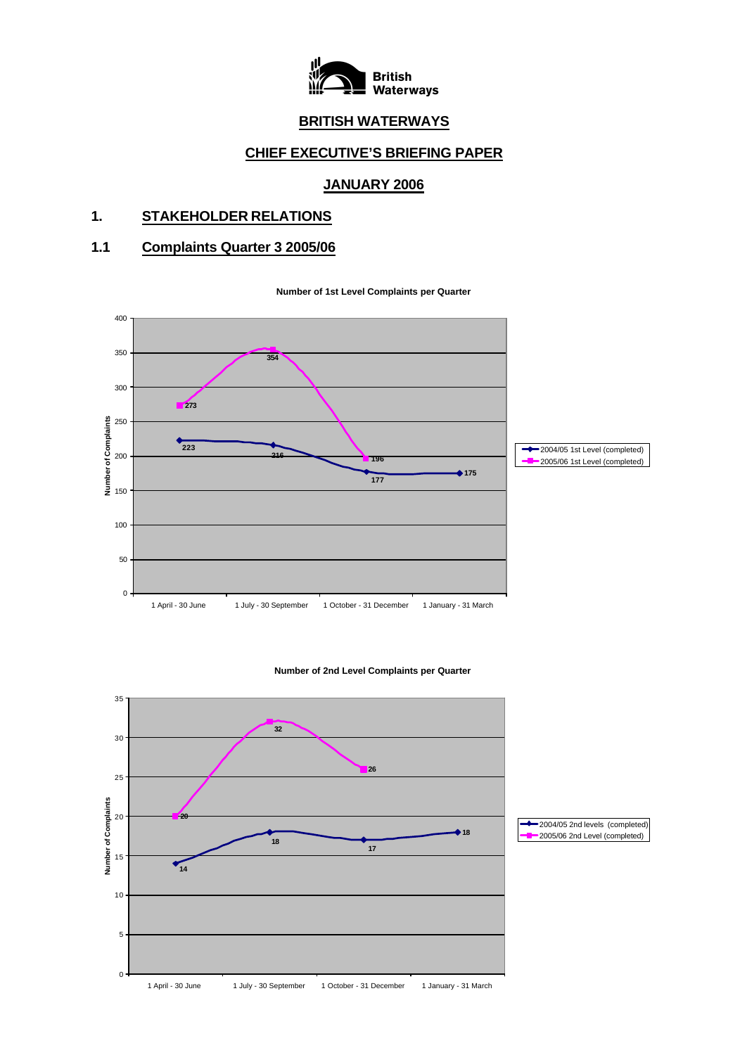# BRITISH WATERWAYS

## CHIEF EXECUTIVE'S BRIEFING PAPER

## JANUARY 2006

## 1. STAKEHOLDER RELATIONS

### 1.1 Complaints Quarter 3 2005/06

**Number of 1st Level Complaints per Quarter**

| Quarter | 2004/05 1st Level (completed) | 2005/06 1st Level (completed) |
|---|---|---|
| 1 April - 30 June | 223 | 273 |
| 1 July - 30 September | 216 | 354 |
| 1 October - 31 December | 177 | 196 |
| 1 January - 31 March | 175 | |

**Number of 2nd Level Complaints per Quarter**

| Quarter | 2004/05 2nd levels (completed) | 2005/06 2nd Level (completed) |
|---|---|---|
| 1 April - 30 June | 14 | 20 |
| 1 July - 30 September | 18 | 32 |
| 1 October - 31 December | 17 | 26 |
| 1 January - 31 March | 18 | |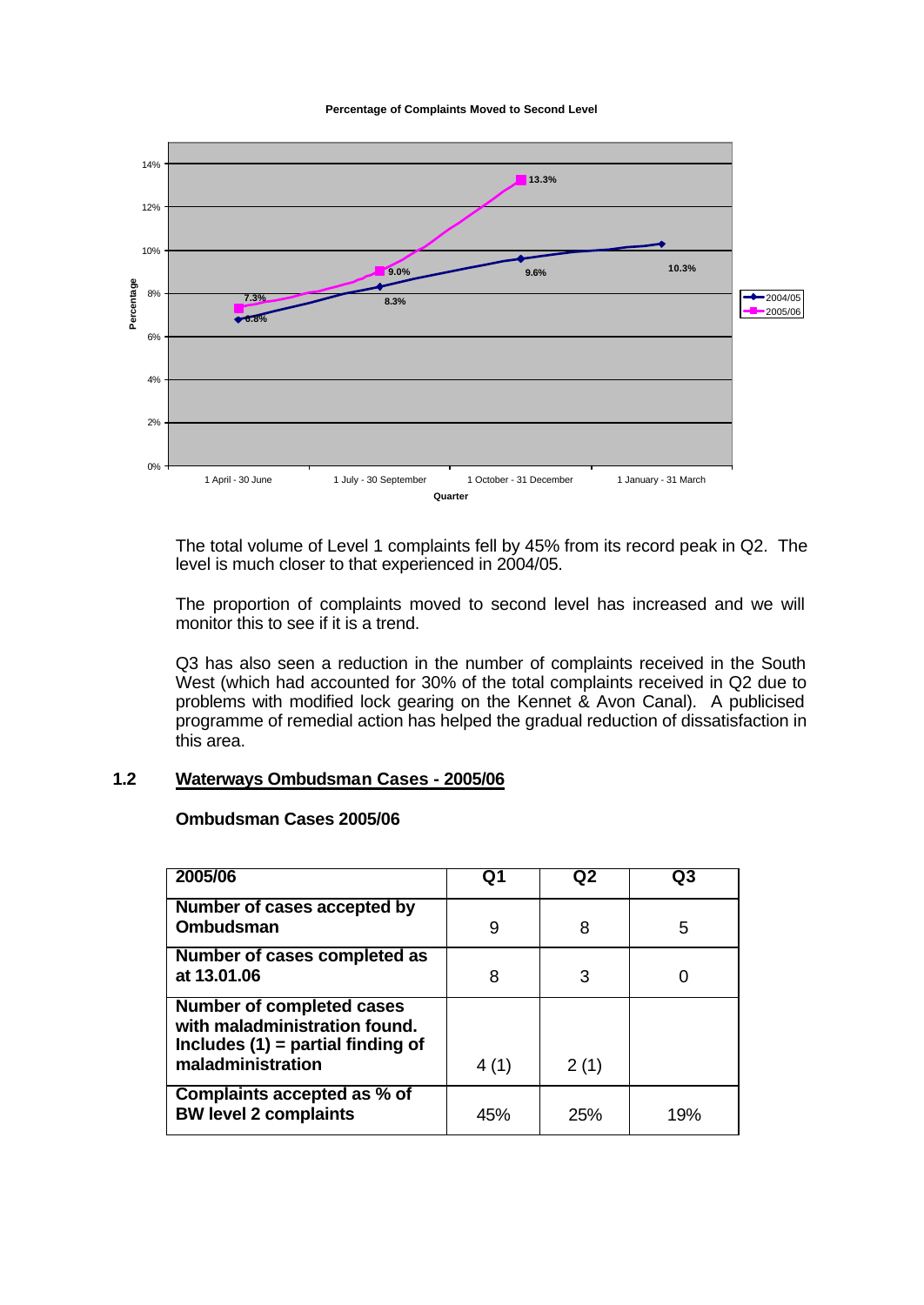**Percentage of Complaints Moved to Second Level**

The total volume of Level 1 complaints fell by 45% from its record peak in Q2. The level is much closer to that experienced in 2004/05.

The proportion of complaints moved to second level has increased and we will monitor this to see if it is a trend.

Q3 has also seen a reduction in the number of complaints received in the South West (which had accounted for 30% of the total complaints received in Q2 due to problems with modified lock gearing on the Kennet & Avon Canal). A publicised programme of remedial action has helped the gradual reduction of dissatisfaction in this area.

## 1.2 Waterways Ombudsman Cases - 2005/06

**Ombudsman Cases 2005/06**

| 2005/06 | Q1 | Q2 | Q3 |
|---|---|---|---|
| Number of cases accepted by Ombudsman | 9 | 8 | 5 |
| Number of cases completed as at 13.01.06 | 8 | 3 | 0 |
| Number of completed cases with maladministration found. Includes (1) = partial finding of maladministration | 4 (1) | 2 (1) | |
| Complaints accepted as % of BW level 2 complaints | 45% | 25% | 19% |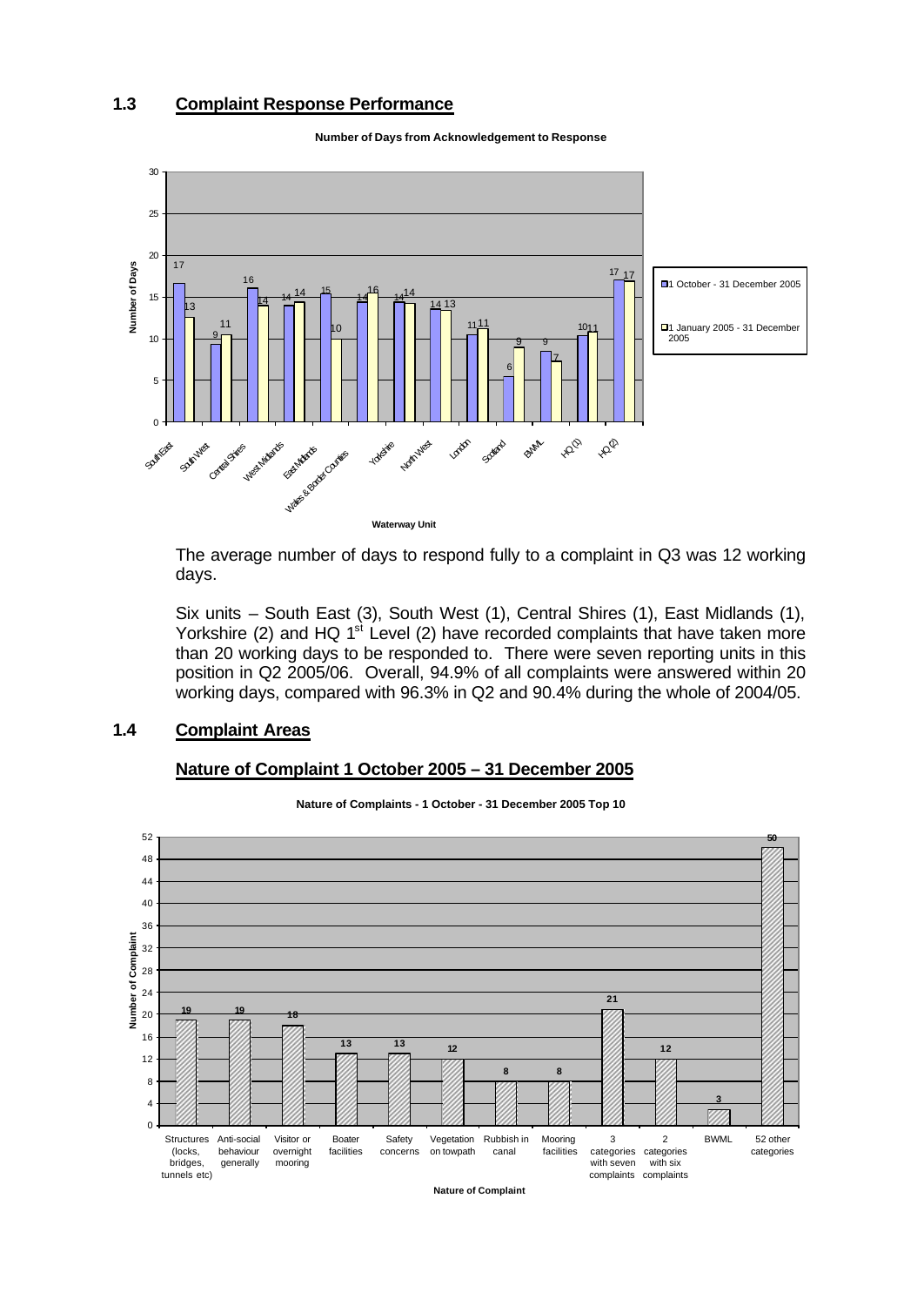### 1.3 Complaint Response Performance

**Number of Days from Acknowledgement to Response**

| Waterway Unit | 1 October - 31 December 2005 | 1 January 2005 - 31 December 2005 |
|---|---|---|
| South East | 17 | 13 |
| South West | 9 | 11 |
| Central Shires | 16 | 14 |
| West Midlands | 14 | 14 |
| East Midlands | 15 | 10 |
| Wales & Border Counties | 14 | 16 |
| Yorkshire | 14 | 14 |
| North West | 14 | 13 |
| London | 11 | 11 |
| Scotland | 6 | 9 |
| BWML | 9 | 7 |
| HQ (1) | 10 | 11 |
| HQ (2) | 17 | 17 |

The average number of days to respond fully to a complaint in Q3 was 12 working days.

Six units – South East (3), South West (1), Central Shires (1), East Midlands (1), Yorkshire (2) and HQ 1st Level (2) have recorded complaints that have taken more than 20 working days to be responded to. There were seven reporting units in this position in Q2 2005/06. Overall, 94.9% of all complaints were answered within 20 working days, compared with 96.3% in Q2 and 90.4% during the whole of 2004/05.

### 1.4 Complaint Areas

#### Nature of Complaint 1 October 2005 – 31 December 2005

**Nature of Complaints - 1 October - 31 December 2005 Top 10**

| Nature of Complaint | Number of Complaint |
|---|---|
| Structures (locks, bridges, tunnels etc) | 19 |
| Anti-social behaviour generally | 19 |
| Visitor or overnight mooring | 18 |
| Boater facilities | 13 |
| Safety concerns | 13 |
| Vegetation on towpath | 12 |
| Rubbish in canal | 8 |
| Mooring facilities | 8 |
| 3 categories with seven complaints | 21 |
| 2 categories with six complaints | 12 |
| BWML | 3 |
| 52 other categories | 50 |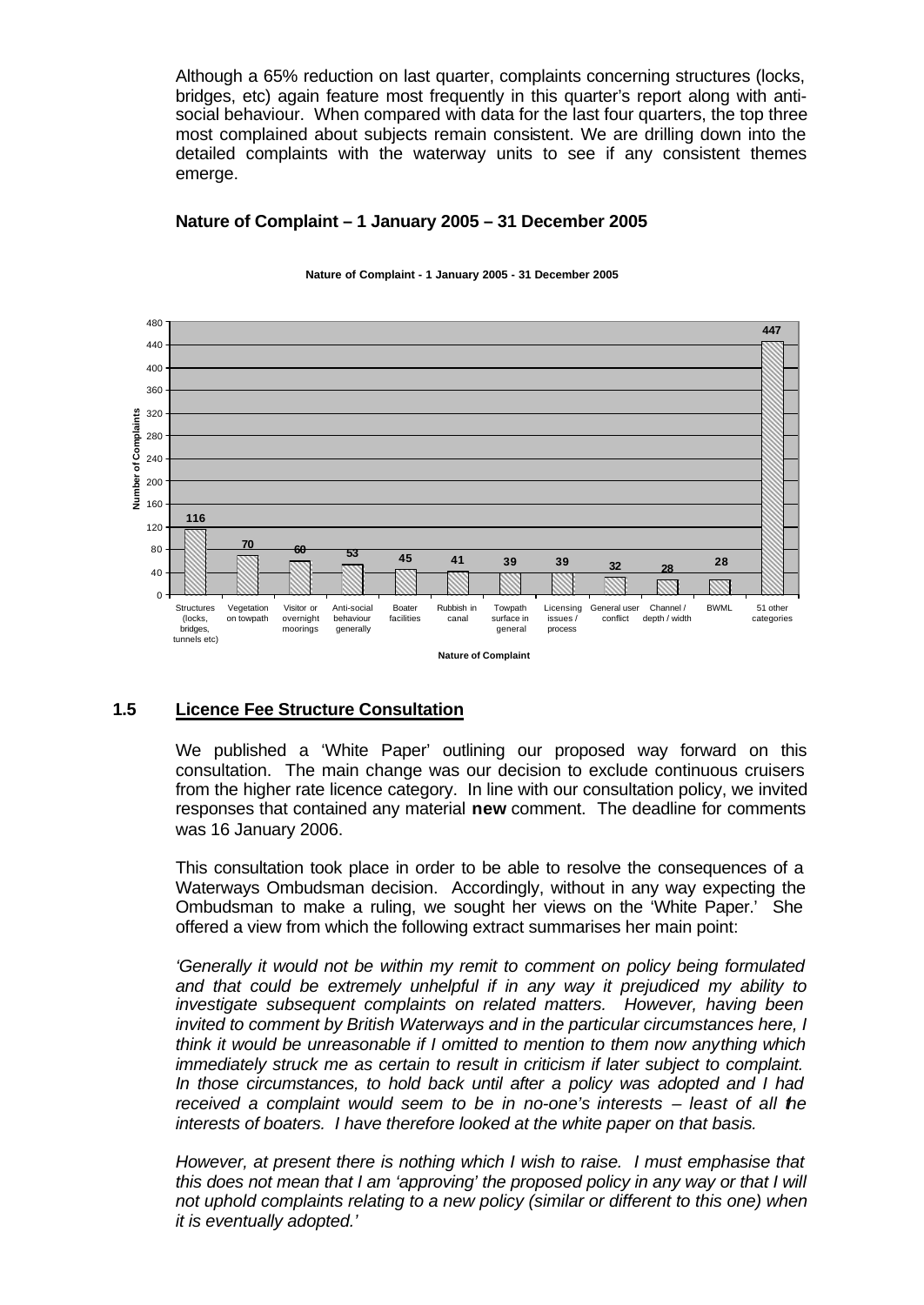Although a 65% reduction on last quarter, complaints concerning structures (locks, bridges, etc) again feature most frequently in this quarter's report along with anti-social behaviour. When compared with data for the last four quarters, the top three most complained about subjects remain consistent. We are drilling down into the detailed complaints with the waterway units to see if any consistent themes emerge.

**Nature of Complaint – 1 January 2005 – 31 December 2005**

**Nature of Complaint - 1 January 2005 - 31 December 2005**

| Nature of Complaint | Number of Complaints |
|---|---|
| Structures (locks, bridges, tunnels etc) | 116 |
| Vegetation on towpath | 70 |
| Visitor or overnight moorings | 60 |
| Anti-social behaviour generally | 53 |
| Boater facilities | 45 |
| Rubbish in canal | 41 |
| Towpath surface in general | 39 |
| Licensing issues / process | 39 |
| General user conflict | 32 |
| Channel / depth / width | 28 |
| BWML | 28 |
| 51 other categories | 447 |

## 1.5 Licence Fee Structure Consultation

We published a 'White Paper' outlining our proposed way forward on this consultation. The main change was our decision to exclude continuous cruisers from the higher rate licence category. In line with our consultation policy, we invited responses that contained any material **new** comment. The deadline for comments was 16 January 2006.

This consultation took place in order to be able to resolve the consequences of a Waterways Ombudsman decision. Accordingly, without in any way expecting the Ombudsman to make a ruling, we sought her views on the 'White Paper.' She offered a view from which the following extract summarises her main point:

*'Generally it would not be within my remit to comment on policy being formulated and that could be extremely unhelpful if in any way it prejudiced my ability to investigate subsequent complaints on related matters. However, having been invited to comment by British Waterways and in the particular circumstances here, I think it would be unreasonable if I omitted to mention to them now anything which immediately struck me as certain to result in criticism if later subject to complaint. In those circumstances, to hold back until after a policy was adopted and I had received a complaint would seem to be in no-one's interests – least of all the interests of boaters. I have therefore looked at the white paper on that basis.*

*However, at present there is nothing which I wish to raise. I must emphasise that this does not mean that I am 'approving' the proposed policy in any way or that I will not uphold complaints relating to a new policy (similar or different to this one) when it is eventually adopted.'*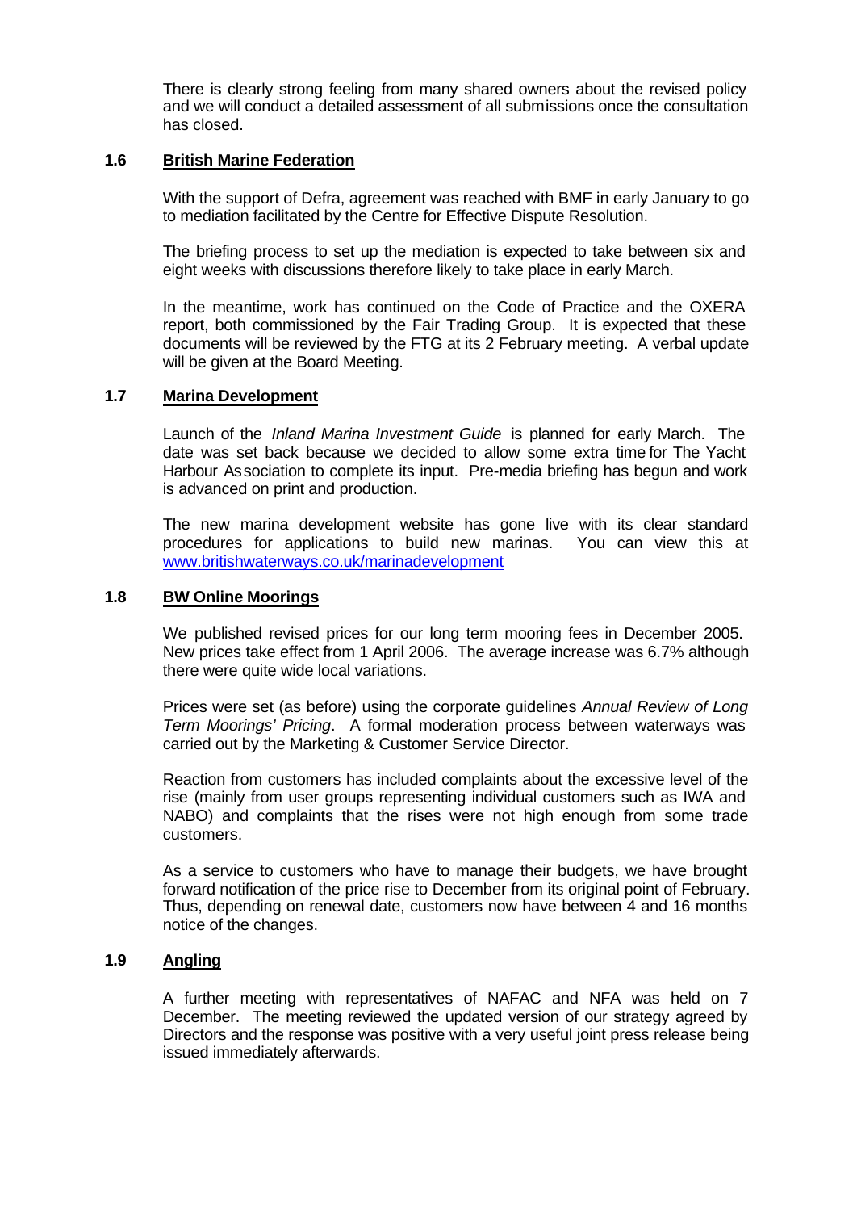There is clearly strong feeling from many shared owners about the revised policy and we will conduct a detailed assessment of all submissions once the consultation has closed.

### 1.6 British Marine Federation

With the support of Defra, agreement was reached with BMF in early January to go to mediation facilitated by the Centre for Effective Dispute Resolution.

The briefing process to set up the mediation is expected to take between six and eight weeks with discussions therefore likely to take place in early March.

In the meantime, work has continued on the Code of Practice and the OXERA report, both commissioned by the Fair Trading Group. It is expected that these documents will be reviewed by the FTG at its 2 February meeting. A verbal update will be given at the Board Meeting.

### 1.7 Marina Development

Launch of the *Inland Marina Investment Guide* is planned for early March. The date was set back because we decided to allow some extra time for The Yacht Harbour Association to complete its input. Pre-media briefing has begun and work is advanced on print and production.

The new marina development website has gone live with its clear standard procedures for applications to build new marinas. You can view this at [www.britishwaterways.co.uk/marinadevelopment](http://www.britishwaterways.co.uk/marinadevelopment)

### 1.8 BW Online Moorings

We published revised prices for our long term mooring fees in December 2005. New prices take effect from 1 April 2006. The average increase was 6.7% although there were quite wide local variations.

Prices were set (as before) using the corporate guidelines *Annual Review of Long Term Moorings' Pricing*. A formal moderation process between waterways was carried out by the Marketing & Customer Service Director.

Reaction from customers has included complaints about the excessive level of the rise (mainly from user groups representing individual customers such as IWA and NABO) and complaints that the rises were not high enough from some trade customers.

As a service to customers who have to manage their budgets, we have brought forward notification of the price rise to December from its original point of February. Thus, depending on renewal date, customers now have between 4 and 16 months notice of the changes.

### 1.9 Angling

A further meeting with representatives of NAFAC and NFA was held on 7 December. The meeting reviewed the updated version of our strategy agreed by Directors and the response was positive with a very useful joint press release being issued immediately afterwards.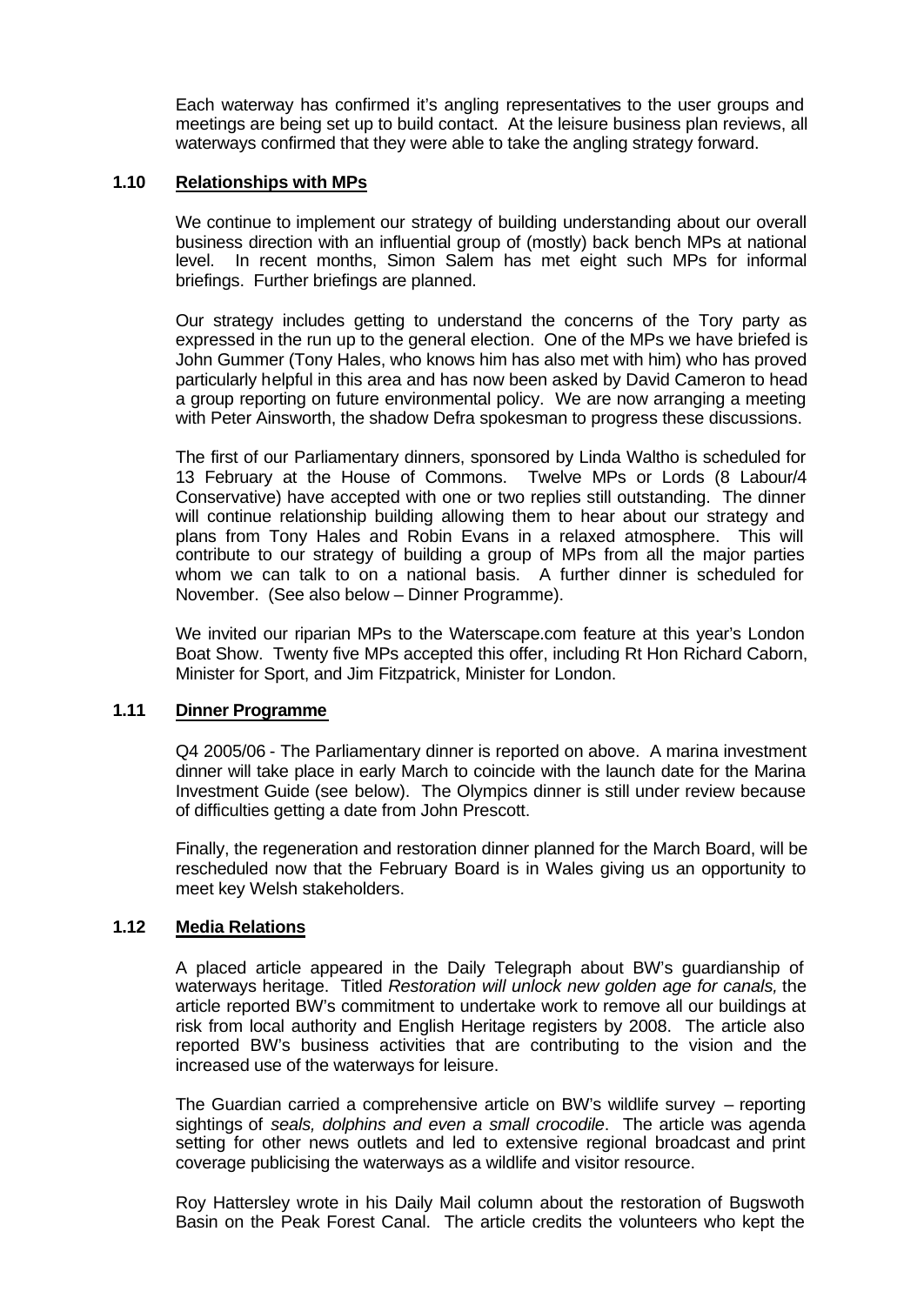Each waterway has confirmed it's angling representatives to the user groups and meetings are being set up to build contact. At the leisure business plan reviews, all waterways confirmed that they were able to take the angling strategy forward.

### 1.10 Relationships with MPs

We continue to implement our strategy of building understanding about our overall business direction with an influential group of (mostly) back bench MPs at national level. In recent months, Simon Salem has met eight such MPs for informal briefings. Further briefings are planned.

Our strategy includes getting to understand the concerns of the Tory party as expressed in the run up to the general election. One of the MPs we have briefed is John Gummer (Tony Hales, who knows him has also met with him) who has proved particularly helpful in this area and has now been asked by David Cameron to head a group reporting on future environmental policy. We are now arranging a meeting with Peter Ainsworth, the shadow Defra spokesman to progress these discussions.

The first of our Parliamentary dinners, sponsored by Linda Waltho is scheduled for 13 February at the House of Commons. Twelve MPs or Lords (8 Labour/4 Conservative) have accepted with one or two replies still outstanding. The dinner will continue relationship building allowing them to hear about our strategy and plans from Tony Hales and Robin Evans in a relaxed atmosphere. This will contribute to our strategy of building a group of MPs from all the major parties whom we can talk to on a national basis. A further dinner is scheduled for November. (See also below – Dinner Programme).

We invited our riparian MPs to the Waterscape.com feature at this year's London Boat Show. Twenty five MPs accepted this offer, including Rt Hon Richard Caborn, Minister for Sport, and Jim Fitzpatrick, Minister for London.

### 1.11 Dinner Programme

Q4 2005/06 - The Parliamentary dinner is reported on above. A marina investment dinner will take place in early March to coincide with the launch date for the Marina Investment Guide (see below). The Olympics dinner is still under review because of difficulties getting a date from John Prescott.

Finally, the regeneration and restoration dinner planned for the March Board, will be rescheduled now that the February Board is in Wales giving us an opportunity to meet key Welsh stakeholders.

### 1.12 Media Relations

A placed article appeared in the Daily Telegraph about BW's guardianship of waterways heritage. Titled *Restoration will unlock new golden age for canals,* the article reported BW's commitment to undertake work to remove all our buildings at risk from local authority and English Heritage registers by 2008. The article also reported BW's business activities that are contributing to the vision and the increased use of the waterways for leisure.

The Guardian carried a comprehensive article on BW's wildlife survey – reporting sightings of *seals, dolphins and even a small crocodile*. The article was agenda setting for other news outlets and led to extensive regional broadcast and print coverage publicising the waterways as a wildlife and visitor resource.

Roy Hattersley wrote in his Daily Mail column about the restoration of Bugsworth Basin on the Peak Forest Canal. The article credits the volunteers who kept the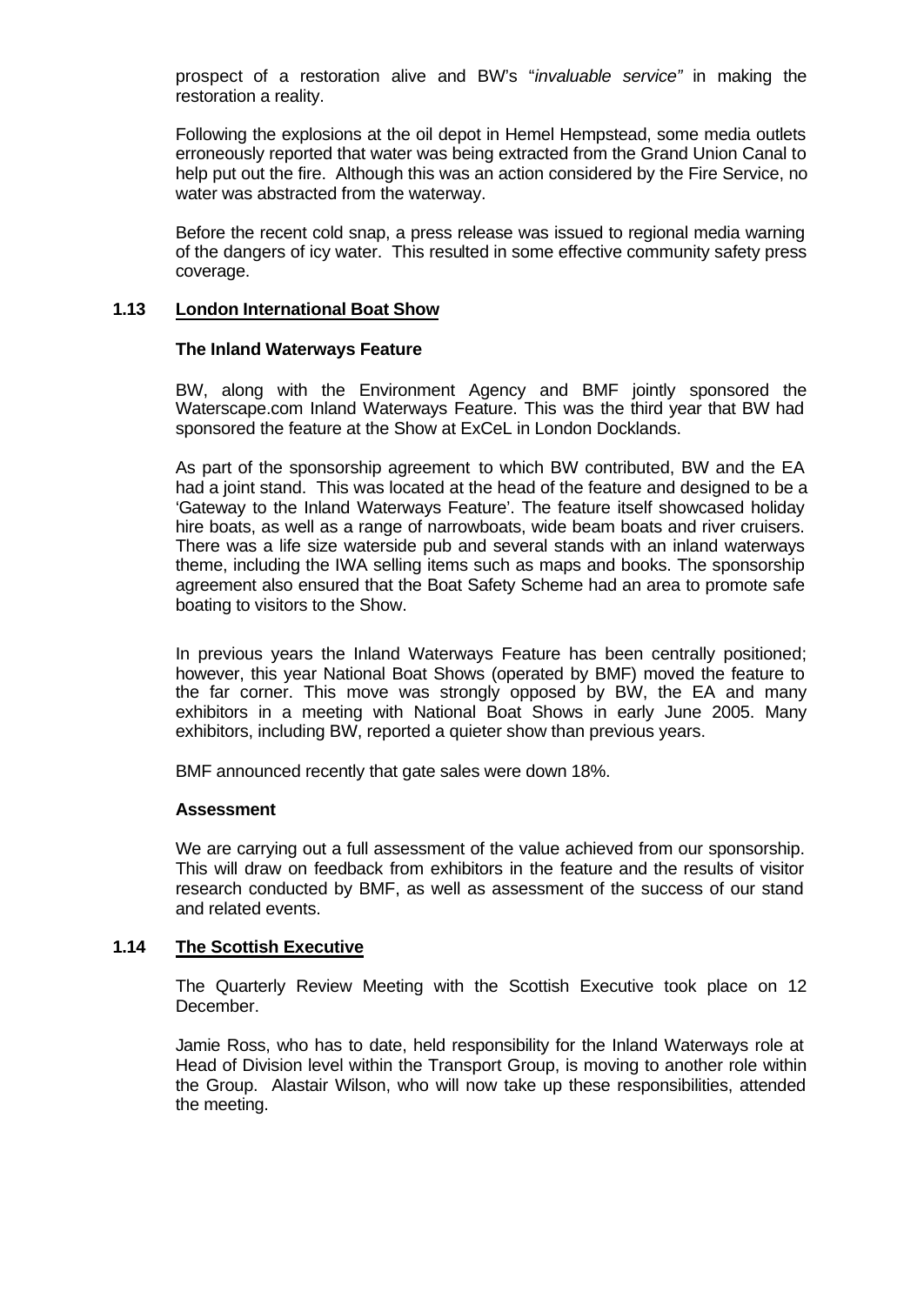prospect of a restoration alive and BW's "*invaluable service"* in making the restoration a reality.

Following the explosions at the oil depot in Hemel Hempstead, some media outlets erroneously reported that water was being extracted from the Grand Union Canal to help put out the fire. Although this was an action considered by the Fire Service, no water was abstracted from the waterway.

Before the recent cold snap, a press release was issued to regional media warning of the dangers of icy water. This resulted in some effective community safety press coverage.

## 1.13 London International Boat Show

**The Inland Waterways Feature**

BW, along with the Environment Agency and BMF jointly sponsored the Waterscape.com Inland Waterways Feature. This was the third year that BW had sponsored the feature at the Show at ExCeL in London Docklands.

As part of the sponsorship agreement to which BW contributed, BW and the EA had a joint stand. This was located at the head of the feature and designed to be a 'Gateway to the Inland Waterways Feature'. The feature itself showcased holiday hire boats, as well as a range of narrowboats, wide beam boats and river cruisers. There was a life size waterside pub and several stands with an inland waterways theme, including the IWA selling items such as maps and books. The sponsorship agreement also ensured that the Boat Safety Scheme had an area to promote safe boating to visitors to the Show.

In previous years the Inland Waterways Feature has been centrally positioned; however, this year National Boat Shows (operated by BMF) moved the feature to the far corner. This move was strongly opposed by BW, the EA and many exhibitors in a meeting with National Boat Shows in early June 2005. Many exhibitors, including BW, reported a quieter show than previous years.

BMF announced recently that gate sales were down 18%.

**Assessment**

We are carrying out a full assessment of the value achieved from our sponsorship. This will draw on feedback from exhibitors in the feature and the results of visitor research conducted by BMF, as well as assessment of the success of our stand and related events.

## 1.14 The Scottish Executive

The Quarterly Review Meeting with the Scottish Executive took place on 12 December.

Jamie Ross, who has to date, held responsibility for the Inland Waterways role at Head of Division level within the Transport Group, is moving to another role within the Group. Alastair Wilson, who will now take up these responsibilities, attended the meeting.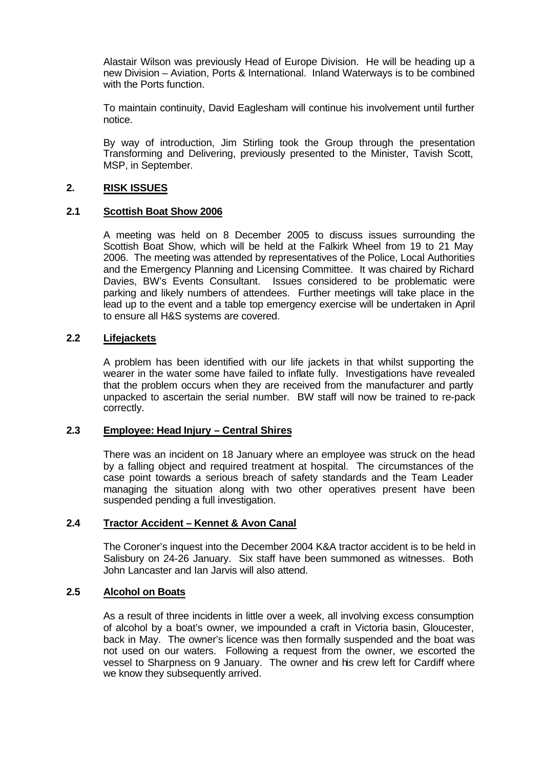Alastair Wilson was previously Head of Europe Division. He will be heading up a new Division – Aviation, Ports & International. Inland Waterways is to be combined with the Ports function.

To maintain continuity, David Eaglesham will continue his involvement until further notice.

By way of introduction, Jim Stirling took the Group through the presentation Transforming and Delivering, previously presented to the Minister, Tavish Scott, MSP, in September.

## 2. RISK ISSUES

### 2.1 Scottish Boat Show 2006

A meeting was held on 8 December 2005 to discuss issues surrounding the Scottish Boat Show, which will be held at the Falkirk Wheel from 19 to 21 May 2006. The meeting was attended by representatives of the Police, Local Authorities and the Emergency Planning and Licensing Committee. It was chaired by Richard Davies, BW's Events Consultant. Issues considered to be problematic were parking and likely numbers of attendees. Further meetings will take place in the lead up to the event and a table top emergency exercise will be undertaken in April to ensure all H&S systems are covered.

### 2.2 Lifejackets

A problem has been identified with our life jackets in that whilst supporting the wearer in the water some have failed to inflate fully. Investigations have revealed that the problem occurs when they are received from the manufacturer and partly unpacked to ascertain the serial number. BW staff will now be trained to re-pack correctly.

### 2.3 Employee: Head Injury – Central Shires

There was an incident on 18 January where an employee was struck on the head by a falling object and required treatment at hospital. The circumstances of the case point towards a serious breach of safety standards and the Team Leader managing the situation along with two other operatives present have been suspended pending a full investigation.

### 2.4 Tractor Accident – Kennet & Avon Canal

The Coroner's inquest into the December 2004 K&A tractor accident is to be held in Salisbury on 24-26 January. Six staff have been summoned as witnesses. Both John Lancaster and Ian Jarvis will also attend.

### 2.5 Alcohol on Boats

As a result of three incidents in little over a week, all involving excess consumption of alcohol by a boat's owner, we impounded a craft in Victoria basin, Gloucester, back in May. The owner's licence was then formally suspended and the boat was not used on our waters. Following a request from the owner, we escorted the vessel to Sharpness on 9 January. The owner and his crew left for Cardiff where we know they subsequently arrived.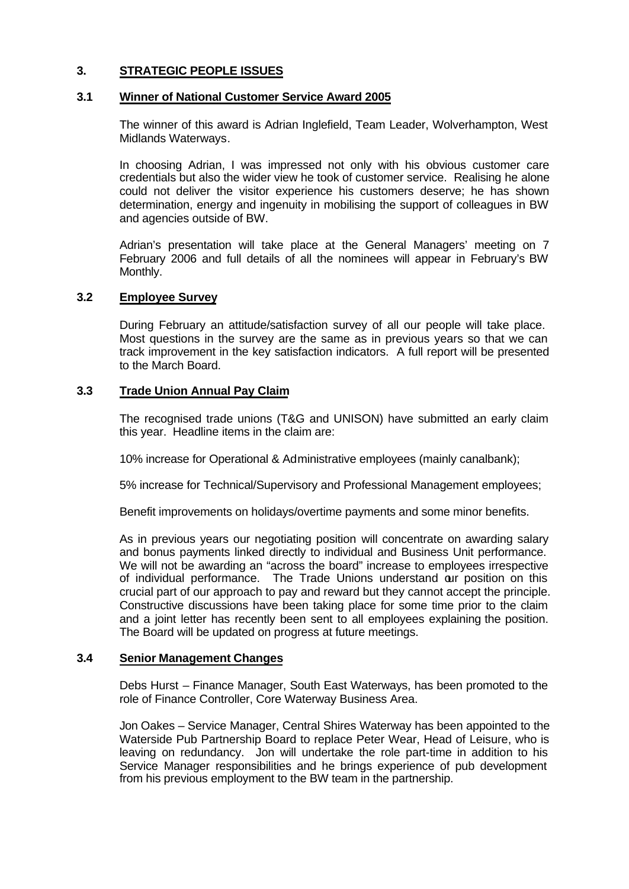## 3. STRATEGIC PEOPLE ISSUES

### 3.1 Winner of National Customer Service Award 2005

The winner of this award is Adrian Inglefield, Team Leader, Wolverhampton, West Midlands Waterways.

In choosing Adrian, I was impressed not only with his obvious customer care credentials but also the wider view he took of customer service. Realising he alone could not deliver the visitor experience his customers deserve; he has shown determination, energy and ingenuity in mobilising the support of colleagues in BW and agencies outside of BW.

Adrian's presentation will take place at the General Managers' meeting on 7 February 2006 and full details of all the nominees will appear in February's BW Monthly.

### 3.2 Employee Survey

During February an attitude/satisfaction survey of all our people will take place. Most questions in the survey are the same as in previous years so that we can track improvement in the key satisfaction indicators. A full report will be presented to the March Board.

### 3.3 Trade Union Annual Pay Claim

The recognised trade unions (T&G and UNISON) have submitted an early claim this year. Headline items in the claim are:

10% increase for Operational & Administrative employees (mainly canalbank);

5% increase for Technical/Supervisory and Professional Management employees;

Benefit improvements on holidays/overtime payments and some minor benefits.

As in previous years our negotiating position will concentrate on awarding salary and bonus payments linked directly to individual and Business Unit performance. We will not be awarding an "across the board" increase to employees irrespective of individual performance. The Trade Unions understand our position on this crucial part of our approach to pay and reward but they cannot accept the principle. Constructive discussions have been taking place for some time prior to the claim and a joint letter has recently been sent to all employees explaining the position. The Board will be updated on progress at future meetings.

### 3.4 Senior Management Changes

Debs Hurst – Finance Manager, South East Waterways, has been promoted to the role of Finance Controller, Core Waterway Business Area.

Jon Oakes – Service Manager, Central Shires Waterway has been appointed to the Waterside Pub Partnership Board to replace Peter Wear, Head of Leisure, who is leaving on redundancy. Jon will undertake the role part-time in addition to his Service Manager responsibilities and he brings experience of pub development from his previous employment to the BW team in the partnership.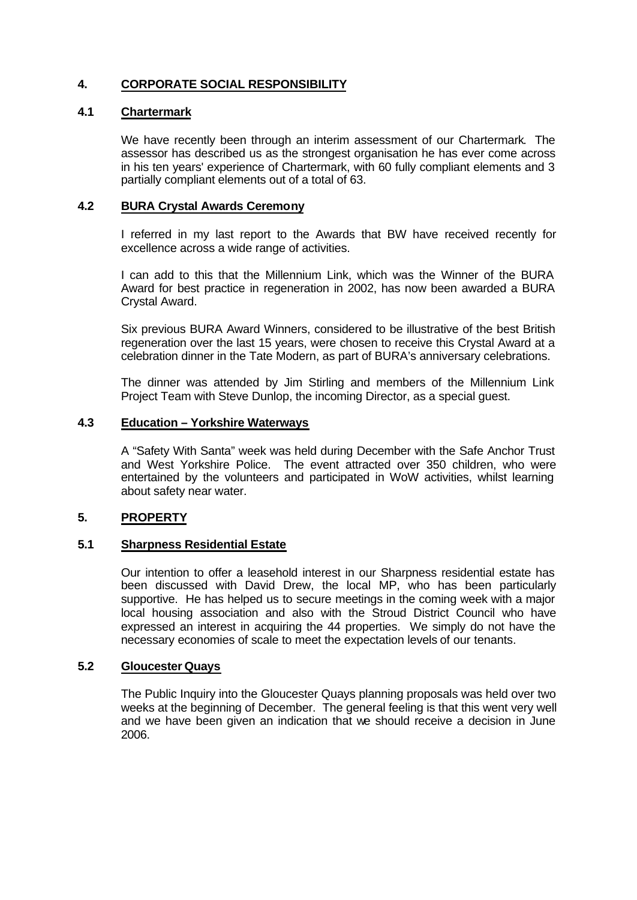## 4. CORPORATE SOCIAL RESPONSIBILITY

### 4.1 Chartermark

We have recently been through an interim assessment of our Chartermark. The assessor has described us as the strongest organisation he has ever come across in his ten years' experience of Chartermark, with 60 fully compliant elements and 3 partially compliant elements out of a total of 63.

### 4.2 BURA Crystal Awards Ceremony

I referred in my last report to the Awards that BW have received recently for excellence across a wide range of activities.

I can add to this that the Millennium Link, which was the Winner of the BURA Award for best practice in regeneration in 2002, has now been awarded a BURA Crystal Award.

Six previous BURA Award Winners, considered to be illustrative of the best British regeneration over the last 15 years, were chosen to receive this Crystal Award at a celebration dinner in the Tate Modern, as part of BURA's anniversary celebrations.

The dinner was attended by Jim Stirling and members of the Millennium Link Project Team with Steve Dunlop, the incoming Director, as a special guest.

### 4.3 Education – Yorkshire Waterways

A "Safety With Santa" week was held during December with the Safe Anchor Trust and West Yorkshire Police. The event attracted over 350 children, who were entertained by the volunteers and participated in WoW activities, whilst learning about safety near water.

## 5. PROPERTY

### 5.1 Sharpness Residential Estate

Our intention to offer a leasehold interest in our Sharpness residential estate has been discussed with David Drew, the local MP, who has been particularly supportive. He has helped us to secure meetings in the coming week with a major local housing association and also with the Stroud District Council who have expressed an interest in acquiring the 44 properties. We simply do not have the necessary economies of scale to meet the expectation levels of our tenants.

### 5.2 Gloucester Quays

The Public Inquiry into the Gloucester Quays planning proposals was held over two weeks at the beginning of December. The general feeling is that this went very well and we have been given an indication that we should receive a decision in June 2006.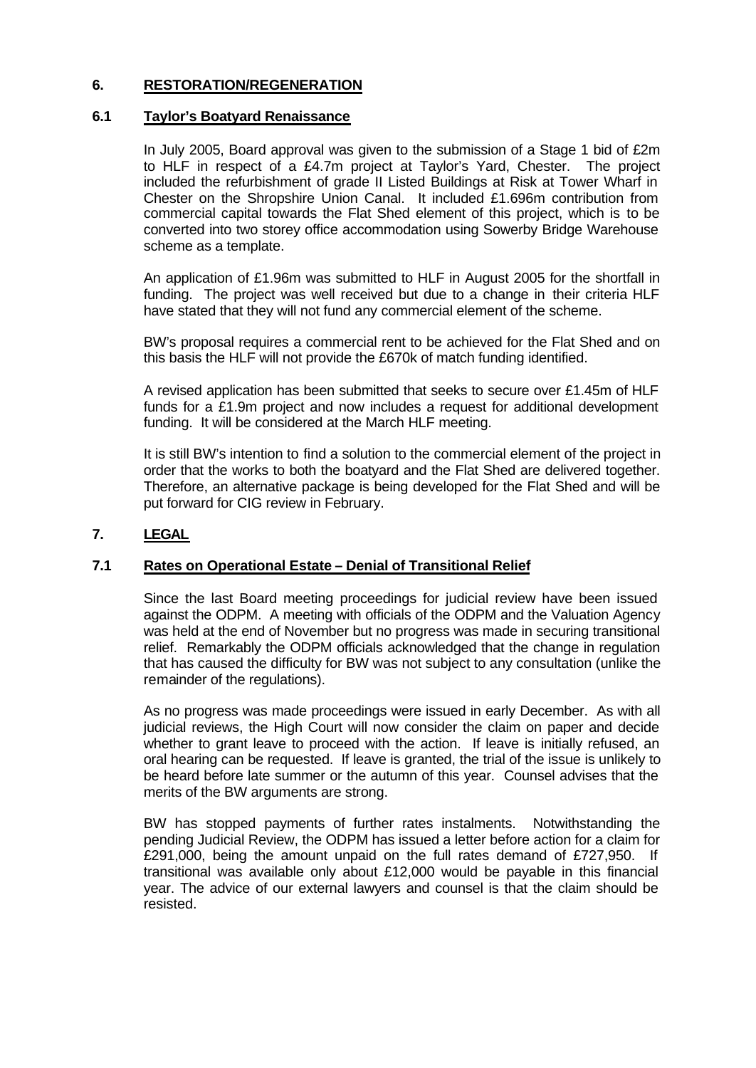## 6. RESTORATION/REGENERATION

### 6.1 Taylor's Boatyard Renaissance

In July 2005, Board approval was given to the submission of a Stage 1 bid of £2m to HLF in respect of a £4.7m project at Taylor's Yard, Chester. The project included the refurbishment of grade II Listed Buildings at Risk at Tower Wharf in Chester on the Shropshire Union Canal. It included £1.696m contribution from commercial capital towards the Flat Shed element of this project, which is to be converted into two storey office accommodation using Sowerby Bridge Warehouse scheme as a template.

An application of £1.96m was submitted to HLF in August 2005 for the shortfall in funding. The project was well received but due to a change in their criteria HLF have stated that they will not fund any commercial element of the scheme.

BW's proposal requires a commercial rent to be achieved for the Flat Shed and on this basis the HLF will not provide the £670k of match funding identified.

A revised application has been submitted that seeks to secure over £1.45m of HLF funds for a £1.9m project and now includes a request for additional development funding. It will be considered at the March HLF meeting.

It is still BW's intention to find a solution to the commercial element of the project in order that the works to both the boatyard and the Flat Shed are delivered together. Therefore, an alternative package is being developed for the Flat Shed and will be put forward for CIG review in February.

## 7. LEGAL

### 7.1 Rates on Operational Estate – Denial of Transitional Relief

Since the last Board meeting proceedings for judicial review have been issued against the ODPM. A meeting with officials of the ODPM and the Valuation Agency was held at the end of November but no progress was made in securing transitional relief. Remarkably the ODPM officials acknowledged that the change in regulation that has caused the difficulty for BW was not subject to any consultation (unlike the remainder of the regulations).

As no progress was made proceedings were issued in early December. As with all judicial reviews, the High Court will now consider the claim on paper and decide whether to grant leave to proceed with the action. If leave is initially refused, an oral hearing can be requested. If leave is granted, the trial of the issue is unlikely to be heard before late summer or the autumn of this year. Counsel advises that the merits of the BW arguments are strong.

BW has stopped payments of further rates instalments. Notwithstanding the pending Judicial Review, the ODPM has issued a letter before action for a claim for £291,000, being the amount unpaid on the full rates demand of £727,950. If transitional was available only about £12,000 would be payable in this financial year. The advice of our external lawyers and counsel is that the claim should be resisted.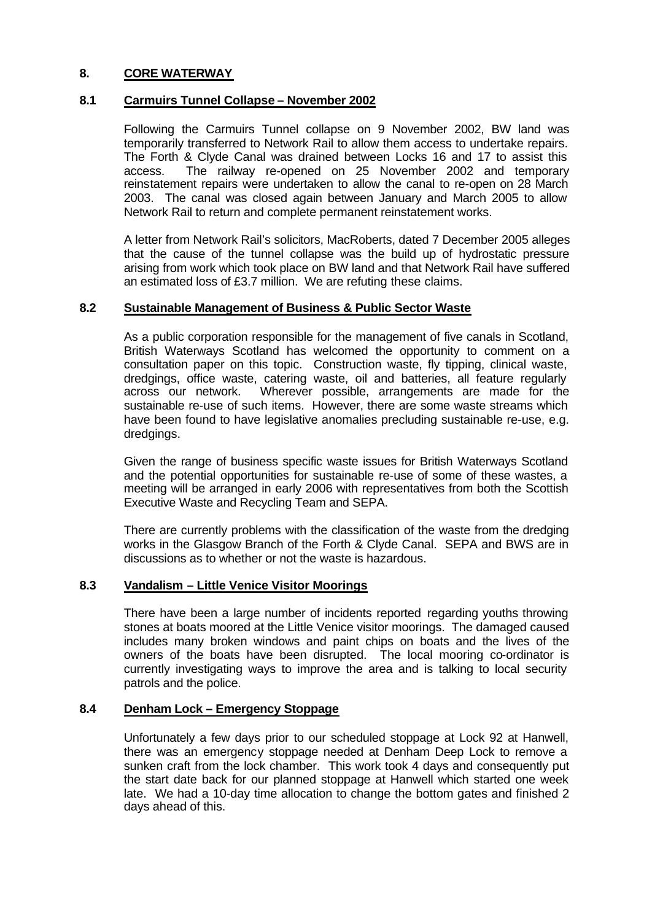## 8. CORE WATERWAY

### 8.1 Carmuirs Tunnel Collapse – November 2002

Following the Carmuirs Tunnel collapse on 9 November 2002, BW land was temporarily transferred to Network Rail to allow them access to undertake repairs. The Forth & Clyde Canal was drained between Locks 16 and 17 to assist this access. The railway re-opened on 25 November 2002 and temporary reinstatement repairs were undertaken to allow the canal to re-open on 28 March 2003. The canal was closed again between January and March 2005 to allow Network Rail to return and complete permanent reinstatement works.

A letter from Network Rail's solicitors, MacRoberts, dated 7 December 2005 alleges that the cause of the tunnel collapse was the build up of hydrostatic pressure arising from work which took place on BW land and that Network Rail have suffered an estimated loss of £3.7 million. We are refuting these claims.

### 8.2 Sustainable Management of Business & Public Sector Waste

As a public corporation responsible for the management of five canals in Scotland, British Waterways Scotland has welcomed the opportunity to comment on a consultation paper on this topic. Construction waste, fly tipping, clinical waste, dredgings, office waste, catering waste, oil and batteries, all feature regularly across our network. Wherever possible, arrangements are made for the sustainable re-use of such items. However, there are some waste streams which have been found to have legislative anomalies precluding sustainable re-use, e.g. dredgings.

Given the range of business specific waste issues for British Waterways Scotland and the potential opportunities for sustainable re-use of some of these wastes, a meeting will be arranged in early 2006 with representatives from both the Scottish Executive Waste and Recycling Team and SEPA.

There are currently problems with the classification of the waste from the dredging works in the Glasgow Branch of the Forth & Clyde Canal. SEPA and BWS are in discussions as to whether or not the waste is hazardous.

### 8.3 Vandalism – Little Venice Visitor Moorings

There have been a large number of incidents reported regarding youths throwing stones at boats moored at the Little Venice visitor moorings. The damaged caused includes many broken windows and paint chips on boats and the lives of the owners of the boats have been disrupted. The local mooring co-ordinator is currently investigating ways to improve the area and is talking to local security patrols and the police.

### 8.4 Denham Lock – Emergency Stoppage

Unfortunately a few days prior to our scheduled stoppage at Lock 92 at Hanwell, there was an emergency stoppage needed at Denham Deep Lock to remove a sunken craft from the lock chamber. This work took 4 days and consequently put the start date back for our planned stoppage at Hanwell which started one week late. We had a 10-day time allocation to change the bottom gates and finished 2 days ahead of this.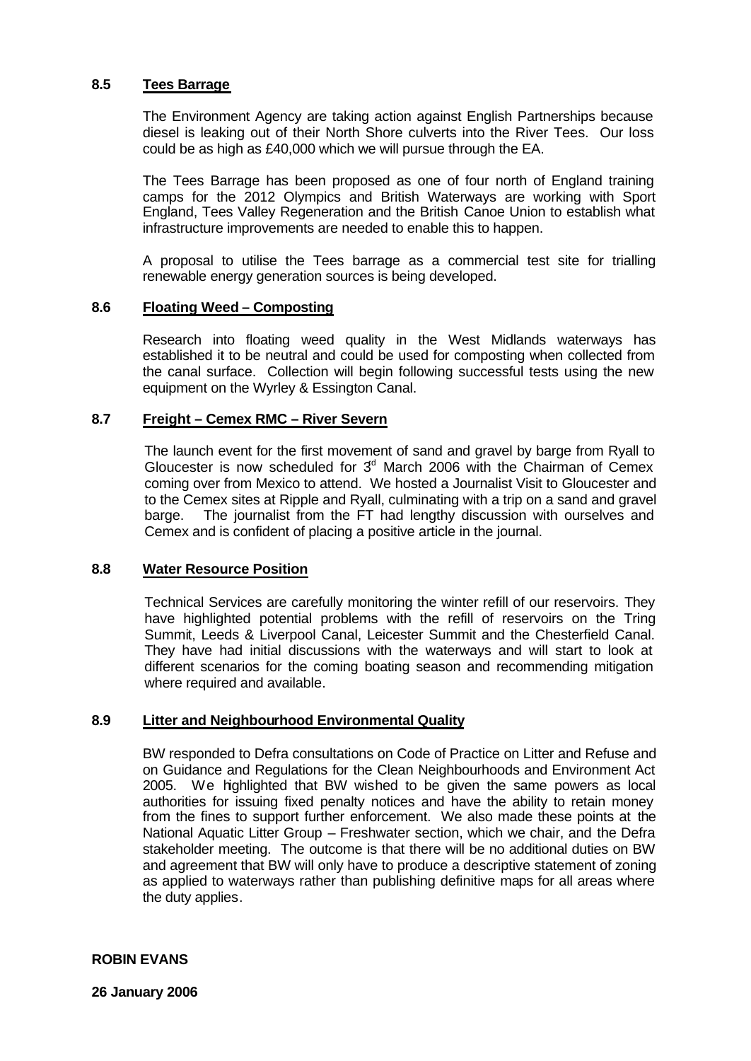### 8.5 Tees Barrage

The Environment Agency are taking action against English Partnerships because diesel is leaking out of their North Shore culverts into the River Tees. Our loss could be as high as £40,000 which we will pursue through the EA.

The Tees Barrage has been proposed as one of four north of England training camps for the 2012 Olympics and British Waterways are working with Sport England, Tees Valley Regeneration and the British Canoe Union to establish what infrastructure improvements are needed to enable this to happen.

A proposal to utilise the Tees barrage as a commercial test site for trialling renewable energy generation sources is being developed.

### 8.6 Floating Weed – Composting

Research into floating weed quality in the West Midlands waterways has established it to be neutral and could be used for composting when collected from the canal surface. Collection will begin following successful tests using the new equipment on the Wyrley & Essington Canal.

### 8.7 Freight – Cemex RMC – River Severn

The launch event for the first movement of sand and gravel by barge from Ryall to Gloucester is now scheduled for 3rd March 2006 with the Chairman of Cemex coming over from Mexico to attend. We hosted a Journalist Visit to Gloucester and to the Cemex sites at Ripple and Ryall, culminating with a trip on a sand and gravel barge. The journalist from the FT had lengthy discussion with ourselves and Cemex and is confident of placing a positive article in the journal.

### 8.8 Water Resource Position

Technical Services are carefully monitoring the winter refill of our reservoirs. They have highlighted potential problems with the refill of reservoirs on the Tring Summit, Leeds & Liverpool Canal, Leicester Summit and the Chesterfield Canal. They have had initial discussions with the waterways and will start to look at different scenarios for the coming boating season and recommending mitigation where required and available.

### 8.9 Litter and Neighbourhood Environmental Quality

BW responded to Defra consultations on Code of Practice on Litter and Refuse and on Guidance and Regulations for the Clean Neighbourhoods and Environment Act 2005. We highlighted that BW wished to be given the same powers as local authorities for issuing fixed penalty notices and have the ability to retain money from the fines to support further enforcement. We also made these points at the National Aquatic Litter Group – Freshwater section, which we chair, and the Defra stakeholder meeting. The outcome is that there will be no additional duties on BW and agreement that BW will only have to produce a descriptive statement of zoning as applied to waterways rather than publishing definitive maps for all areas where the duty applies.

**ROBIN EVANS**

**26 January 2006**